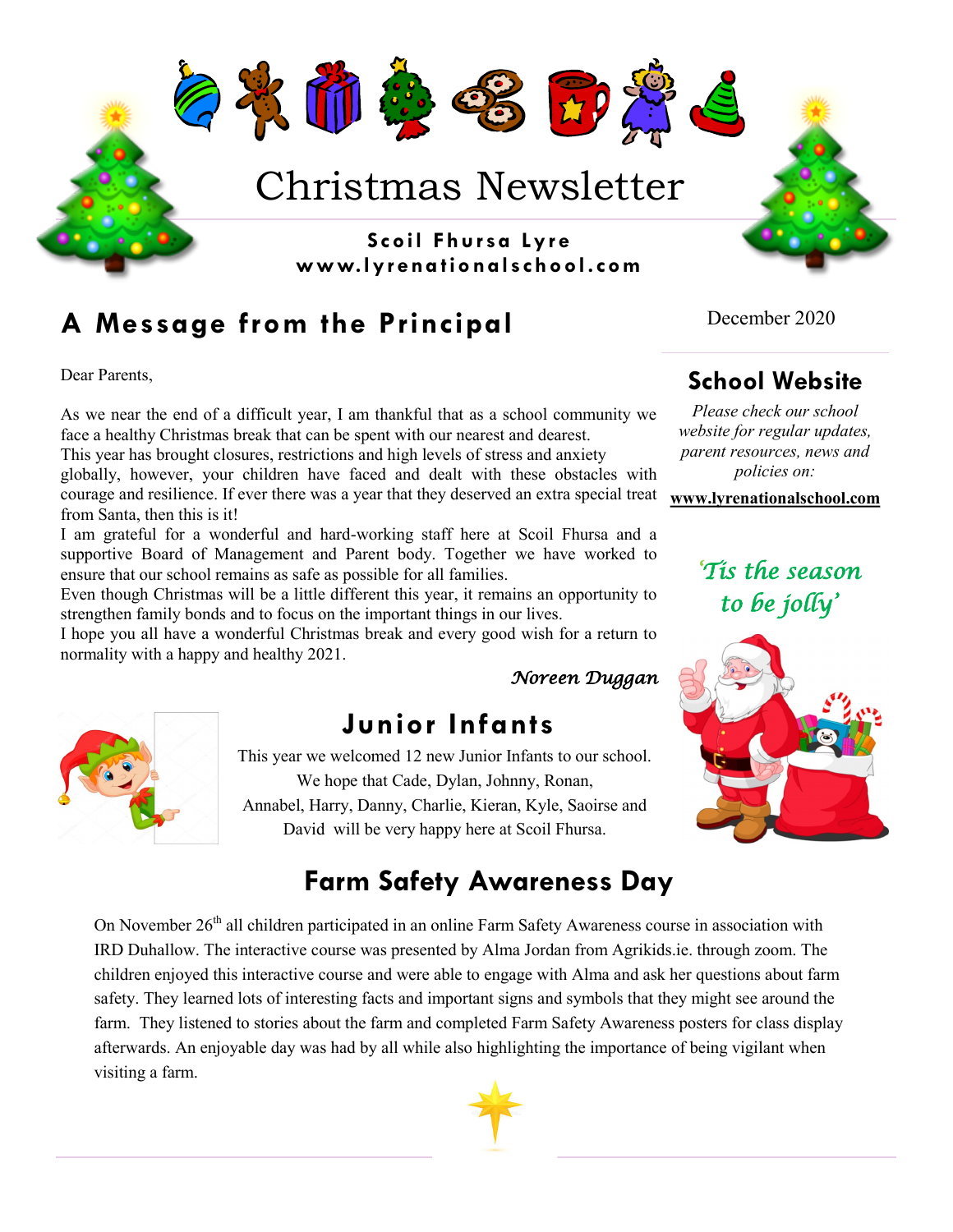# Christmas Newsletter

**Scoil Fhursa Lyre**
**www.lyrenationalschool.com**

December 2020

## A Message from the Principal

Dear Parents,

As we near the end of a difficult year, I am thankful that as a school community we face a healthy Christmas break that can be spent with our nearest and dearest.
This year has brought closures, restrictions and high levels of stress and anxiety globally, however, your children have faced and dealt with these obstacles with courage and resilience. If ever there was a year that they deserved an extra special treat from Santa, then this is it!
I am grateful for a wonderful and hard-working staff here at Scoil Fhursa and a supportive Board of Management and Parent body. Together we have worked to ensure that our school remains as safe as possible for all families.
Even though Christmas will be a little different this year, it remains an opportunity to strengthen family bonds and to focus on the important things in our lives.
I hope you all have a wonderful Christmas break and every good wish for a return to normality with a happy and healthy 2021.

*Noreen Duggan*

## School Website

*Please check our school website for regular updates, parent resources, news and policies on:*

**www.lyrenationalschool.com**

*'Tis the season to be jolly'*

## Junior Infants

This year we welcomed 12 new Junior Infants to our school. We hope that Cade, Dylan, Johnny, Ronan, Annabel, Harry, Danny, Charlie, Kieran, Kyle, Saoirse and David will be very happy here at Scoil Fhursa.

## Farm Safety Awareness Day

On November 26th all children participated in an online Farm Safety Awareness course in association with IRD Duhallow. The interactive course was presented by Alma Jordan from Agrikids.ie. through zoom. The children enjoyed this interactive course and were able to engage with Alma and ask her questions about farm safety. They learned lots of interesting facts and important signs and symbols that they might see around the farm. They listened to stories about the farm and completed Farm Safety Awareness posters for class display afterwards. An enjoyable day was had by all while also highlighting the importance of being vigilant when visiting a farm.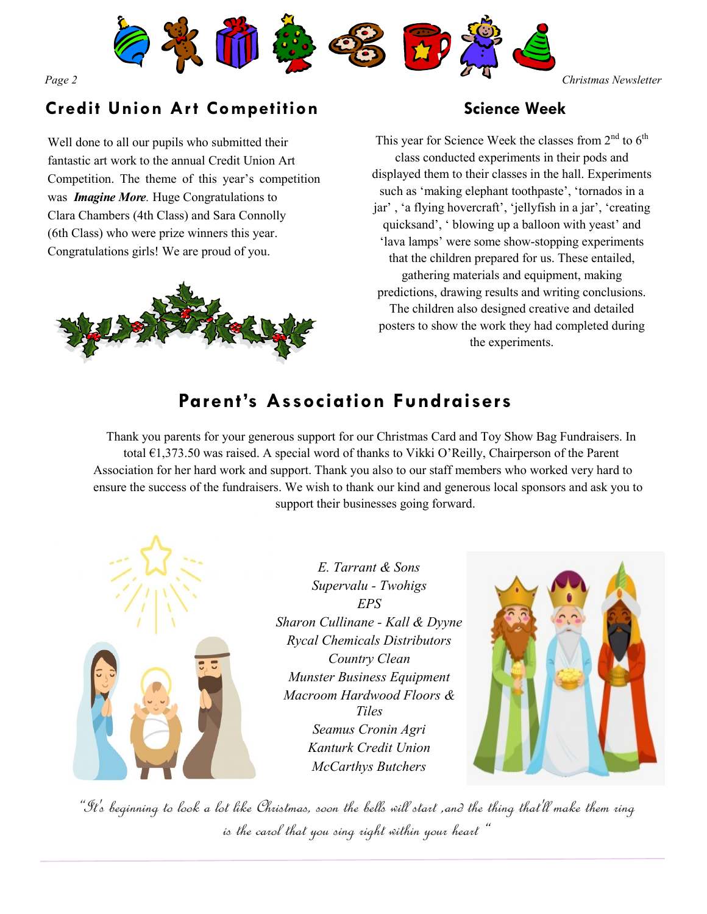## Credit Union Art Competition

Well done to all our pupils who submitted their fantastic art work to the annual Credit Union Art Competition. The theme of this year's competition was ***Imagine More***. Huge Congratulations to Clara Chambers (4th Class) and Sara Connolly (6th Class) who were prize winners this year. Congratulations girls! We are proud of you.

## Science Week

This year for Science Week the classes from 2nd to 6th class conducted experiments in their pods and displayed them to their classes in the hall. Experiments such as 'making elephant toothpaste', 'tornados in a jar' , 'a flying hovercraft', 'jellyfish in a jar', 'creating quicksand', ' blowing up a balloon with yeast' and 'lava lamps' were some show-stopping experiments that the children prepared for us. These entailed, gathering materials and equipment, making predictions, drawing results and writing conclusions. The children also designed creative and detailed posters to show the work they had completed during the experiments.

## Parent's Association Fundraisers

Thank you parents for your generous support for our Christmas Card and Toy Show Bag Fundraisers. In total €1,373.50 was raised. A special word of thanks to Vikki O'Reilly, Chairperson of the Parent Association for her hard work and support. Thank you also to our staff members who worked very hard to ensure the success of the fundraisers. We wish to thank our kind and generous local sponsors and ask you to support their businesses going forward.

*E. Tarrant & Sons*
*Supervalu - Twohigs*
*EPS*
*Sharon Cullinane - Kall & Dyyne*
*Rycal Chemicals Distributors*
*Country Clean*
*Munster Business Equipment*
*Macroom Hardwood Floors & Tiles*
*Seamus Cronin Agri*
*Kanturk Credit Union*
*McCarthys Butchers*

*"It's beginning to look a lot like Christmas, soon the bells will start ,and the thing that'll make them ring is the carol that you sing right within your heart "*